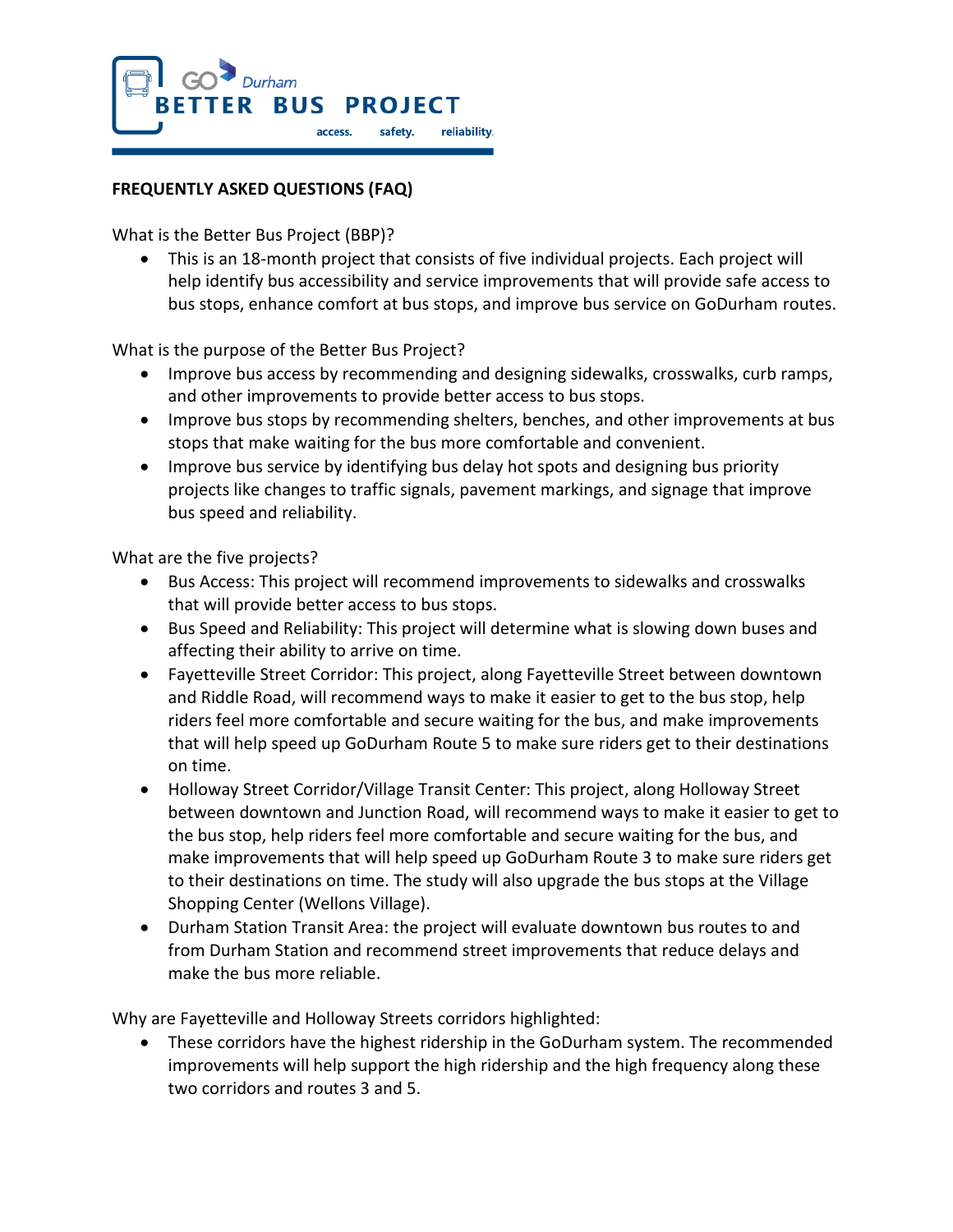GO Durham

# BETTER BUS PROJECT

access. safety. reliability.

## FREQUENTLY ASKED QUESTIONS (FAQ)

What is the Better Bus Project (BBP)?

- This is an 18-month project that consists of five individual projects. Each project will help identify bus accessibility and service improvements that will provide safe access to bus stops, enhance comfort at bus stops, and improve bus service on GoDurham routes.

What is the purpose of the Better Bus Project?

- Improve bus access by recommending and designing sidewalks, crosswalks, curb ramps, and other improvements to provide better access to bus stops.
- Improve bus stops by recommending shelters, benches, and other improvements at bus stops that make waiting for the bus more comfortable and convenient.
- Improve bus service by identifying bus delay hot spots and designing bus priority projects like changes to traffic signals, pavement markings, and signage that improve bus speed and reliability.

What are the five projects?

- Bus Access: This project will recommend improvements to sidewalks and crosswalks that will provide better access to bus stops.
- Bus Speed and Reliability: This project will determine what is slowing down buses and affecting their ability to arrive on time.
- Fayetteville Street Corridor: This project, along Fayetteville Street between downtown and Riddle Road, will recommend ways to make it easier to get to the bus stop, help riders feel more comfortable and secure waiting for the bus, and make improvements that will help speed up GoDurham Route 5 to make sure riders get to their destinations on time.
- Holloway Street Corridor/Village Transit Center: This project, along Holloway Street between downtown and Junction Road, will recommend ways to make it easier to get to the bus stop, help riders feel more comfortable and secure waiting for the bus, and make improvements that will help speed up GoDurham Route 3 to make sure riders get to their destinations on time. The study will also upgrade the bus stops at the Village Shopping Center (Wellons Village).
- Durham Station Transit Area: the project will evaluate downtown bus routes to and from Durham Station and recommend street improvements that reduce delays and make the bus more reliable.

Why are Fayetteville and Holloway Streets corridors highlighted:

- These corridors have the highest ridership in the GoDurham system. The recommended improvements will help support the high ridership and the high frequency along these two corridors and routes 3 and 5.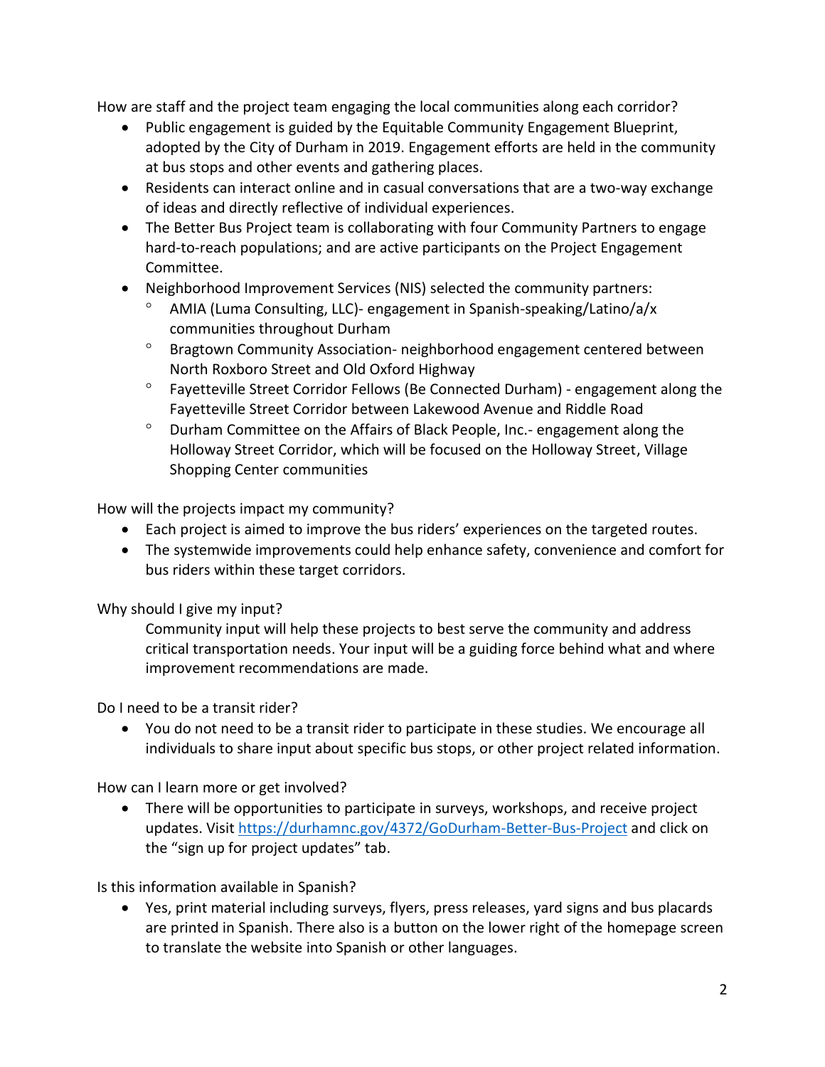How are staff and the project team engaging the local communities along each corridor?

- Public engagement is guided by the Equitable Community Engagement Blueprint, adopted by the City of Durham in 2019. Engagement efforts are held in the community at bus stops and other events and gathering places.
- Residents can interact online and in casual conversations that are a two-way exchange of ideas and directly reflective of individual experiences.
- The Better Bus Project team is collaborating with four Community Partners to engage hard-to-reach populations; and are active participants on the Project Engagement Committee.
- Neighborhood Improvement Services (NIS) selected the community partners:
  - AMIA (Luma Consulting, LLC)- engagement in Spanish-speaking/Latino/a/x communities throughout Durham
  - Bragtown Community Association- neighborhood engagement centered between North Roxboro Street and Old Oxford Highway
  - Fayetteville Street Corridor Fellows (Be Connected Durham) - engagement along the Fayetteville Street Corridor between Lakewood Avenue and Riddle Road
  - Durham Committee on the Affairs of Black People, Inc.- engagement along the Holloway Street Corridor, which will be focused on the Holloway Street, Village Shopping Center communities

How will the projects impact my community?

- Each project is aimed to improve the bus riders' experiences on the targeted routes.
- The systemwide improvements could help enhance safety, convenience and comfort for bus riders within these target corridors.

Why should I give my input?

Community input will help these projects to best serve the community and address critical transportation needs. Your input will be a guiding force behind what and where improvement recommendations are made.

Do I need to be a transit rider?

- You do not need to be a transit rider to participate in these studies. We encourage all individuals to share input about specific bus stops, or other project related information.

How can I learn more or get involved?

- There will be opportunities to participate in surveys, workshops, and receive project updates. Visit https://durhamnc.gov/4372/GoDurham-Better-Bus-Project and click on the "sign up for project updates" tab.

Is this information available in Spanish?

- Yes, print material including surveys, flyers, press releases, yard signs and bus placards are printed in Spanish. There also is a button on the lower right of the homepage screen to translate the website into Spanish or other languages.